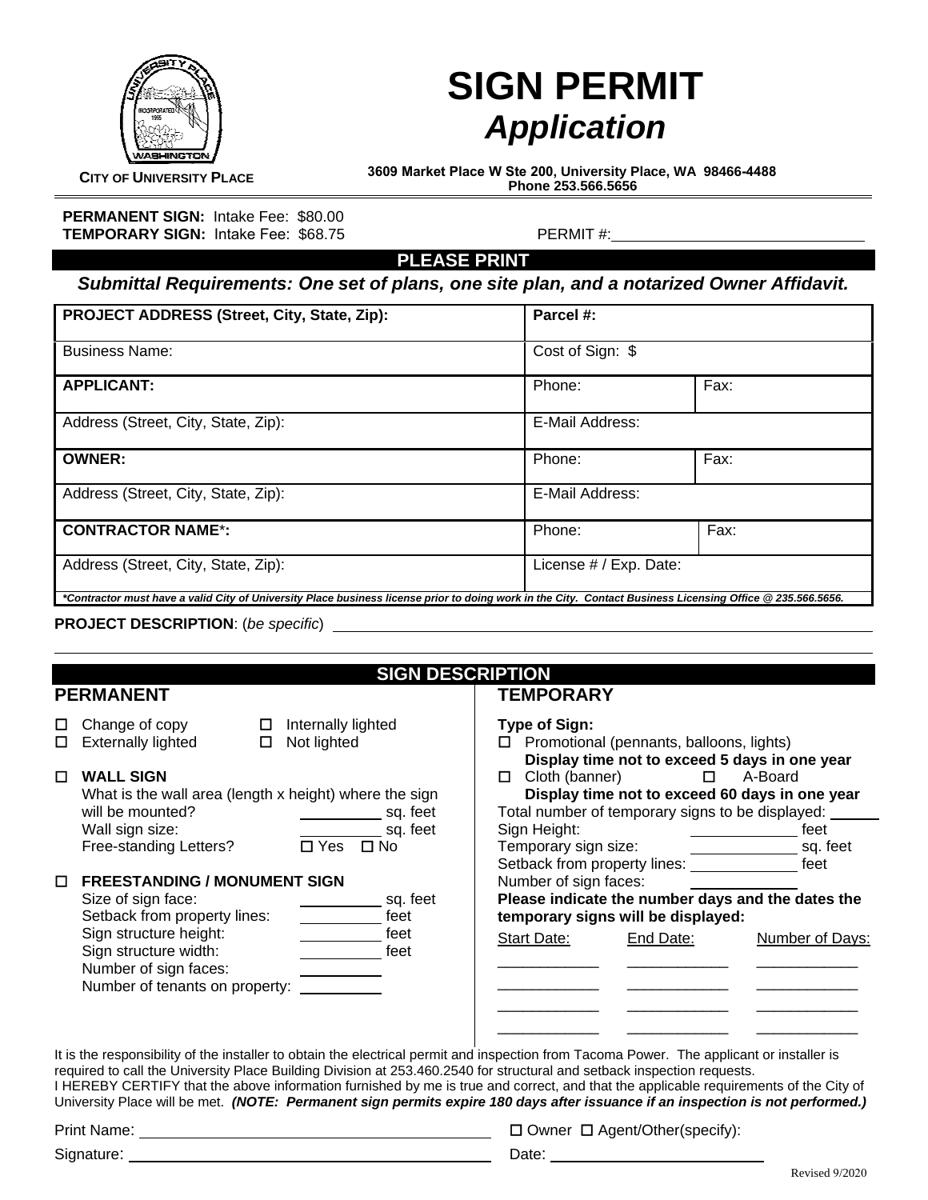# SIGN PERMIT
## *Application*

**CITY OF UNIVERSITY PLACE**

**3609 Market Place W Ste 200, University Place, WA 98466-4488**
**Phone 253.566.5656**

**PERMANENT SIGN:** Intake Fee: $80.00
**TEMPORARY SIGN:** Intake Fee: $68.75

PERMIT #: ______________________

**PLEASE PRINT**

***Submittal Requirements: One set of plans, one site plan, and a notarized Owner Affidavit.***

| | | |
|---|---|---|
| **PROJECT ADDRESS (Street, City, State, Zip):** | **Parcel #:** | |
| Business Name: | Cost of Sign: $ | |
| **APPLICANT:** | Phone: | Fax: |
| Address (Street, City, State, Zip): | E-Mail Address: | |
| **OWNER:** | Phone: | Fax: |
| Address (Street, City, State, Zip): | E-Mail Address: | |
| **CONTRACTOR NAME*:** | Phone: | Fax: |
| Address (Street, City, State, Zip): | License # / Exp. Date: | |

***Contractor must have a valid City of University Place business license prior to doing work in the City. Contact Business Licensing Office @ 235.566.5656.***

**PROJECT DESCRIPTION**: (*be specific*) ______________________________________________

______________________________________________

## SIGN DESCRIPTION

### PERMANENT

- ☐ Change of copy
- ☐ Internally lighted
- ☐ Externally lighted
- ☐ Not lighted

☐ **WALL SIGN**

What is the wall area (length x height) where the sign will be mounted? __________ sq. feet
Wall sign size: __________ sq. feet
Free-standing Letters? ☐ Yes ☐ No

☐ **FREESTANDING / MONUMENT SIGN**

Size of sign face: __________ sq. feet
Setback from property lines: __________ feet
Sign structure height: __________ feet
Sign structure width: __________ feet
Number of sign faces: __________
Number of tenants on property: __________

### TEMPORARY

**Type of Sign:**

☐ Promotional (pennants, balloons, lights)
**Display time not to exceed 5 days in one year**

☐ Cloth (banner) ☐ A-Board
**Display time not to exceed 60 days in one year**

Total number of temporary signs to be displayed: ______
Sign Height: ____________ feet
Temporary sign size: ____________ sq. feet
Setback from property lines: ____________ feet
Number of sign faces: ____________

**Please indicate the number days and the dates the temporary signs will be displayed:**

| Start Date: | End Date: | Number of Days: |
|---|---|---|
| | | |
| | | |
| | | |
| | | |

It is the responsibility of the installer to obtain the electrical permit and inspection from Tacoma Power. The applicant or installer is required to call the University Place Building Division at 253.460.2540 for structural and setback inspection requests.
I HEREBY CERTIFY that the above information furnished by me is true and correct, and that the applicable requirements of the City of University Place will be met. ***(NOTE: Permanent sign permits expire 180 days after issuance if an inspection is not performed.)***

Print Name: ______________________ ☐ Owner ☐ Agent/Other(specify):

Signature: ______________________ Date: ______________________

Revised 9/2020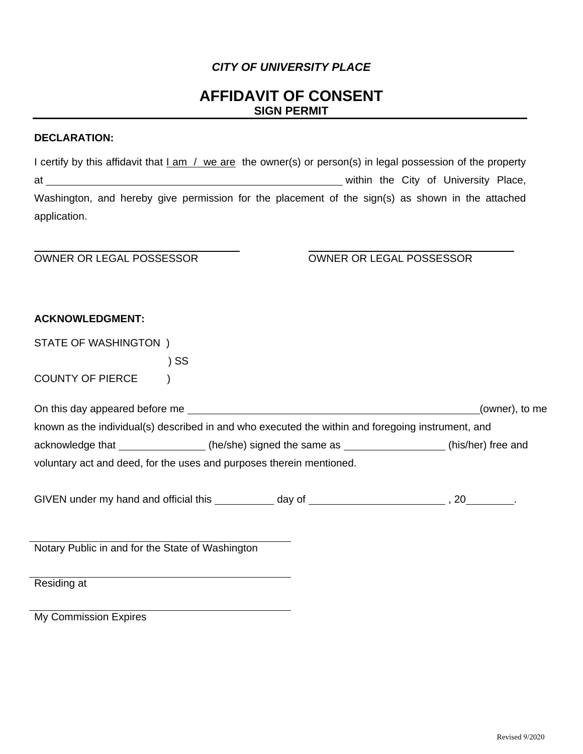***CITY OF UNIVERSITY PLACE***

# AFFIDAVIT OF CONSENT

**SIGN PERMIT**

---

**DECLARATION:**

I certify by this affidavit that I am / we are the owner(s) or person(s) in legal possession of the property at \_\_\_\_\_\_\_\_\_\_\_\_\_\_\_\_\_\_\_\_\_\_\_\_\_\_\_\_\_\_\_\_\_\_\_\_\_\_\_\_\_\_\_\_ within the City of University Place, Washington, and hereby give permission for the placement of the sign(s) as shown in the attached application.

\_\_\_\_\_\_\_\_\_\_\_\_\_\_\_\_\_\_\_\_\_\_\_\_\_\_\_\_\_\_\_\_\_\_\_\_ \_\_\_\_\_\_\_\_\_\_\_\_\_\_\_\_\_\_\_\_\_\_\_\_\_\_\_\_\_\_\_\_\_\_\_\_
OWNER OR LEGAL POSSESSOR OWNER OR LEGAL POSSESSOR

**ACKNOWLEDGMENT:**

STATE OF WASHINGTON )
) SS
COUNTY OF PIERCE )

On this day appeared before me \_\_\_\_\_\_\_\_\_\_\_\_\_\_\_\_\_\_\_\_\_\_\_\_\_\_\_\_\_\_\_\_\_\_\_\_\_\_\_\_\_\_\_\_\_\_\_\_(owner), to me known as the individual(s) described in and who executed the within and foregoing instrument, and acknowledge that \_\_\_\_\_\_\_\_\_\_\_\_\_\_ (he/she) signed the same as \_\_\_\_\_\_\_\_\_\_\_\_\_\_\_\_ (his/her) free and voluntary act and deed, for the uses and purposes therein mentioned.

GIVEN under my hand and official this \_\_\_\_\_\_\_\_\_\_ day of \_\_\_\_\_\_\_\_\_\_\_\_\_\_\_\_\_\_\_\_\_\_\_ , 20\_\_\_\_\_\_\_\_.

\_\_\_\_\_\_\_\_\_\_\_\_\_\_\_\_\_\_\_\_\_\_\_\_\_\_\_\_\_\_\_\_\_\_\_\_\_\_\_\_\_\_\_\_
Notary Public in and for the State of Washington

\_\_\_\_\_\_\_\_\_\_\_\_\_\_\_\_\_\_\_\_\_\_\_\_\_\_\_\_\_\_\_\_\_\_\_\_\_\_\_\_\_\_\_\_
Residing at

\_\_\_\_\_\_\_\_\_\_\_\_\_\_\_\_\_\_\_\_\_\_\_\_\_\_\_\_\_\_\_\_\_\_\_\_\_\_\_\_\_\_\_\_
My Commission Expires

Revised 9/2020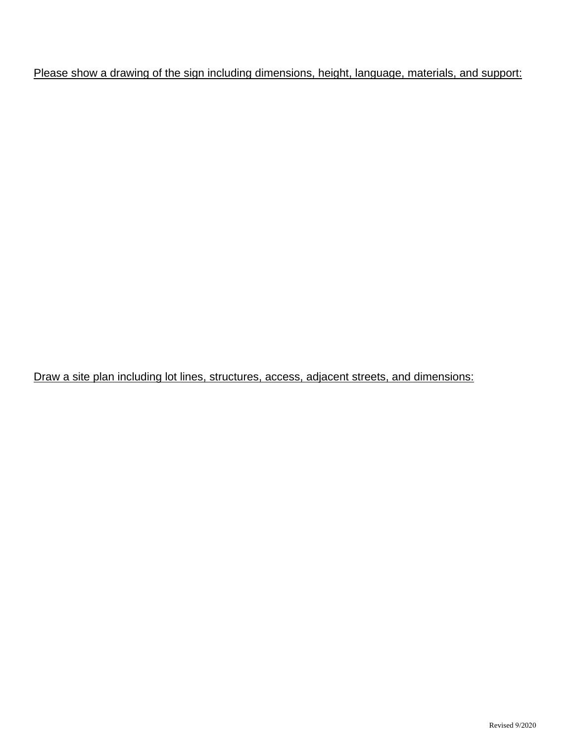<u>Please show a drawing of the sign including dimensions, height, language, materials, and support:</u>

<u>Draw a site plan including lot lines, structures, access, adjacent streets, and dimensions:</u>

Revised 9/2020